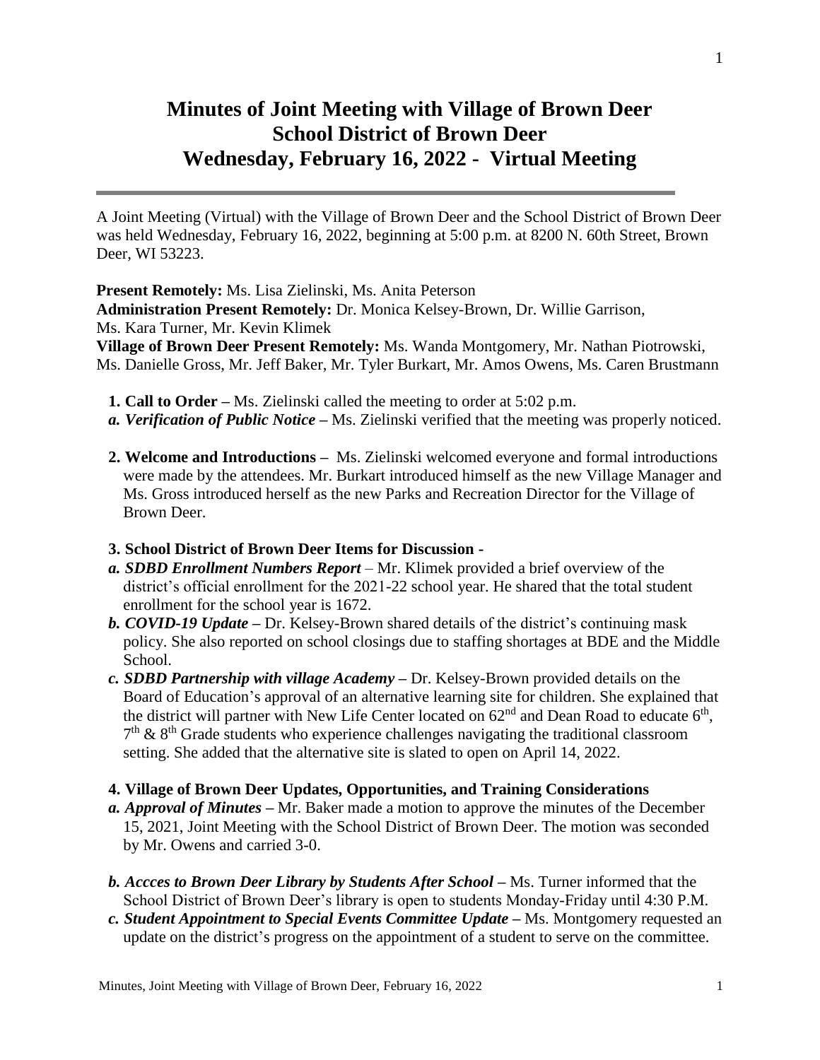# Minutes of Joint Meeting with Village of Brown Deer School District of Brown Deer Wednesday, February 16, 2022 - Virtual Meeting

A Joint Meeting (Virtual) with the Village of Brown Deer and the School District of Brown Deer was held Wednesday, February 16, 2022, beginning at 5:00 p.m. at 8200 N. 60th Street, Brown Deer, WI 53223.

**Present Remotely:** Ms. Lisa Zielinski, Ms. Anita Peterson
**Administration Present Remotely:** Dr. Monica Kelsey-Brown, Dr. Willie Garrison, Ms. Kara Turner, Mr. Kevin Klimek
**Village of Brown Deer Present Remotely:** Ms. Wanda Montgomery, Mr. Nathan Piotrowski, Ms. Danielle Gross, Mr. Jeff Baker, Mr. Tyler Burkart, Mr. Amos Owens, Ms. Caren Brustmann

**1. Call to Order –** Ms. Zielinski called the meeting to order at 5:02 p.m.

***a. Verification of Public Notice –*** Ms. Zielinski verified that the meeting was properly noticed.

**2. Welcome and Introductions –** Ms. Zielinski welcomed everyone and formal introductions were made by the attendees. Mr. Burkart introduced himself as the new Village Manager and Ms. Gross introduced herself as the new Parks and Recreation Director for the Village of Brown Deer.

**3. School District of Brown Deer Items for Discussion -**

***a. SDBD Enrollment Numbers Report*** – Mr. Klimek provided a brief overview of the district's official enrollment for the 2021-22 school year. He shared that the total student enrollment for the school year is 1672.

***b. COVID-19 Update –*** Dr. Kelsey-Brown shared details of the district's continuing mask policy. She also reported on school closings due to staffing shortages at BDE and the Middle School.

***c. SDBD Partnership with village Academy –*** Dr. Kelsey-Brown provided details on the Board of Education's approval of an alternative learning site for children. She explained that the district will partner with New Life Center located on 62nd and Dean Road to educate 6th, 7th & 8th Grade students who experience challenges navigating the traditional classroom setting. She added that the alternative site is slated to open on April 14, 2022.

**4. Village of Brown Deer Updates, Opportunities, and Training Considerations**

***a. Approval of Minutes –*** Mr. Baker made a motion to approve the minutes of the December 15, 2021, Joint Meeting with the School District of Brown Deer. The motion was seconded by Mr. Owens and carried 3-0.

***b. Accces to Brown Deer Library by Students After School –*** Ms. Turner informed that the School District of Brown Deer's library is open to students Monday-Friday until 4:30 P.M.

***c. Student Appointment to Special Events Committee Update –*** Ms. Montgomery requested an update on the district's progress on the appointment of a student to serve on the committee.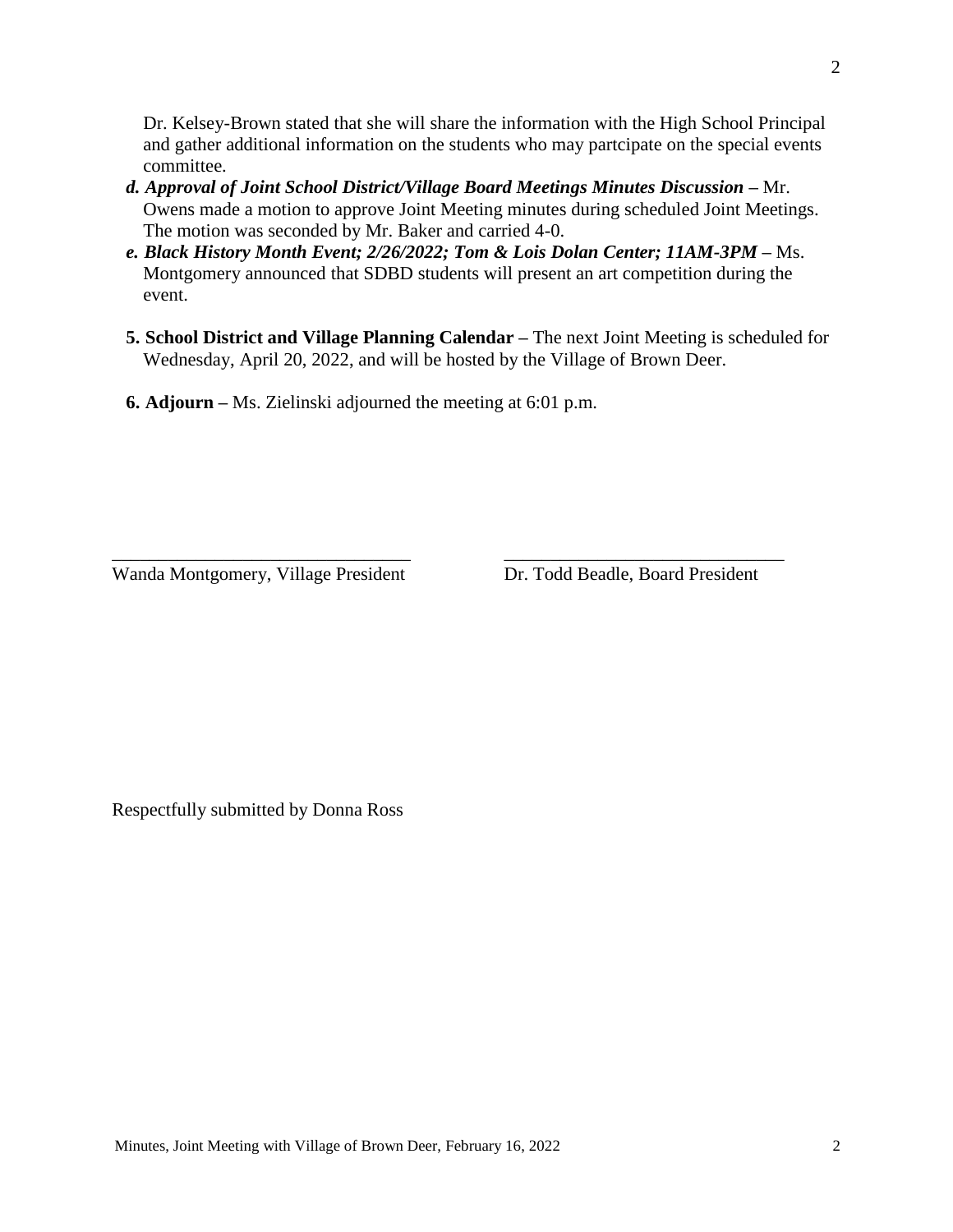Dr. Kelsey-Brown stated that she will share the information with the High School Principal and gather additional information on the students who may partcipate on the special events committee.

*d.* ***Approval of Joint School District/Village Board Meetings Minutes Discussion*** **–** Mr. Owens made a motion to approve Joint Meeting minutes during scheduled Joint Meetings. The motion was seconded by Mr. Baker and carried 4-0.

*e.* ***Black History Month Event; 2/26/2022; Tom & Lois Dolan Center; 11AM-3PM*** **–** Ms. Montgomery announced that SDBD students will present an art competition during the event.

**5. School District and Village Planning Calendar –** The next Joint Meeting is scheduled for Wednesday, April 20, 2022, and will be hosted by the Village of Brown Deer.

**6. Adjourn –** Ms. Zielinski adjourned the meeting at 6:01 p.m.

_______________________________ Wanda Montgomery, Village President

_______________________________ Dr. Todd Beadle, Board President

Respectfully submitted by Donna Ross